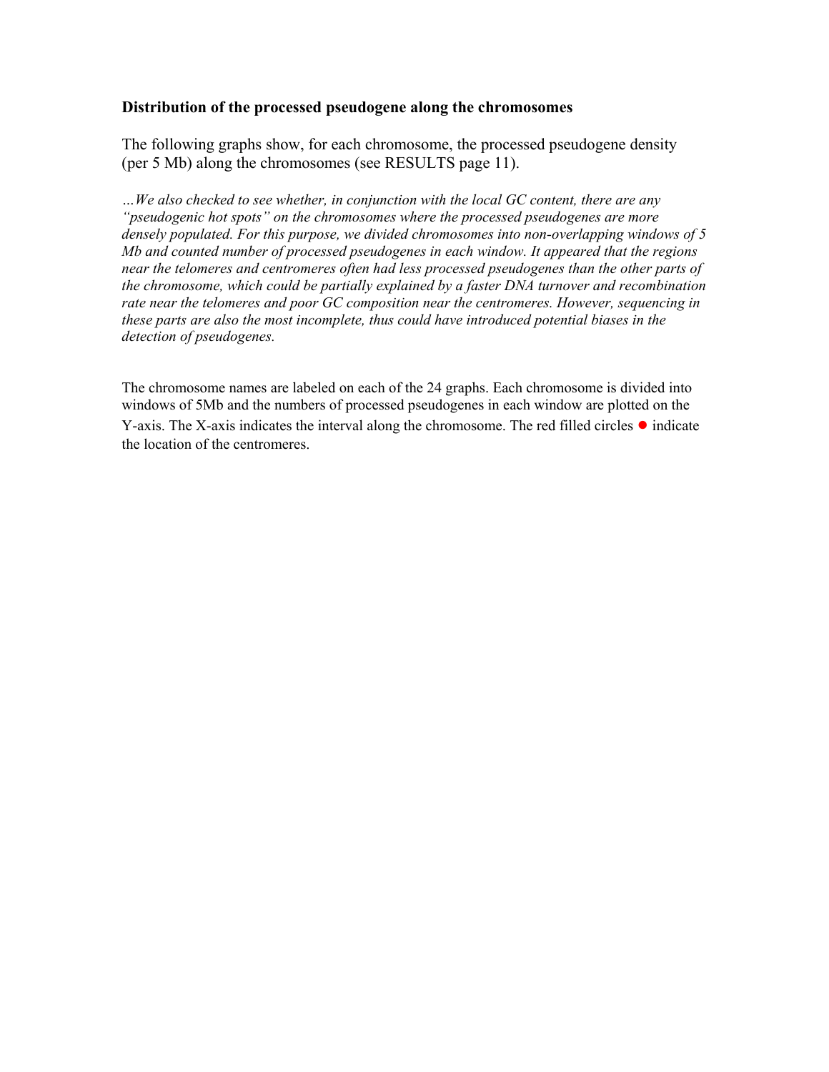**Distribution of the processed pseudogene along the chromosomes**

The following graphs show, for each chromosome, the processed pseudogene density (per 5 Mb) along the chromosomes (see RESULTS page 11).

*…We also checked to see whether, in conjunction with the local GC content, there are any "pseudogenic hot spots" on the chromosomes where the processed pseudogenes are more densely populated. For this purpose, we divided chromosomes into non-overlapping windows of 5 Mb and counted number of processed pseudogenes in each window. It appeared that the regions near the telomeres and centromeres often had less processed pseudogenes than the other parts of the chromosome, which could be partially explained by a faster DNA turnover and recombination rate near the telomeres and poor GC composition near the centromeres. However, sequencing in these parts are also the most incomplete, thus could have introduced potential biases in the detection of pseudogenes.*

The chromosome names are labeled on each of the 24 graphs. Each chromosome is divided into windows of 5Mb and the numbers of processed pseudogenes in each window are plotted on the Y-axis. The X-axis indicates the interval along the chromosome. The red filled circles ● indicate the location of the centromeres.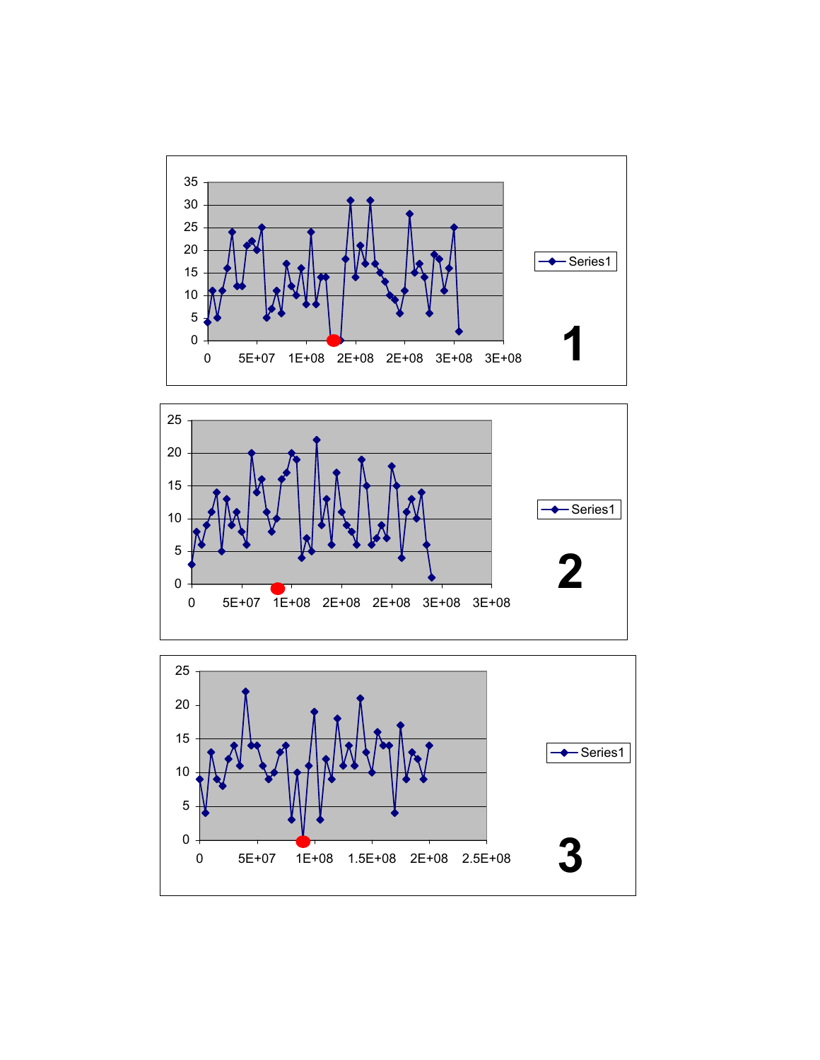1

2

3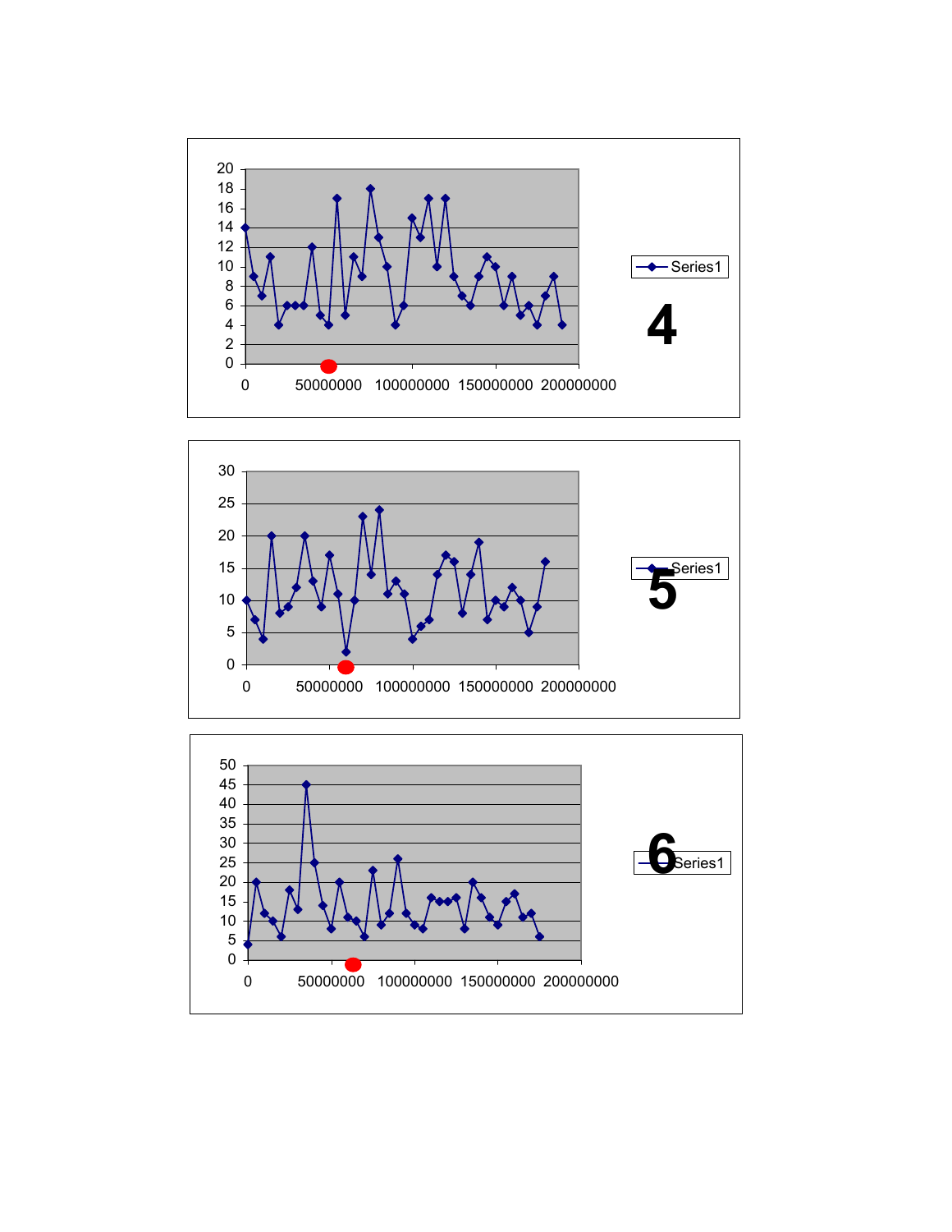Series1

**4**

Series1

**5**

Series1

**6**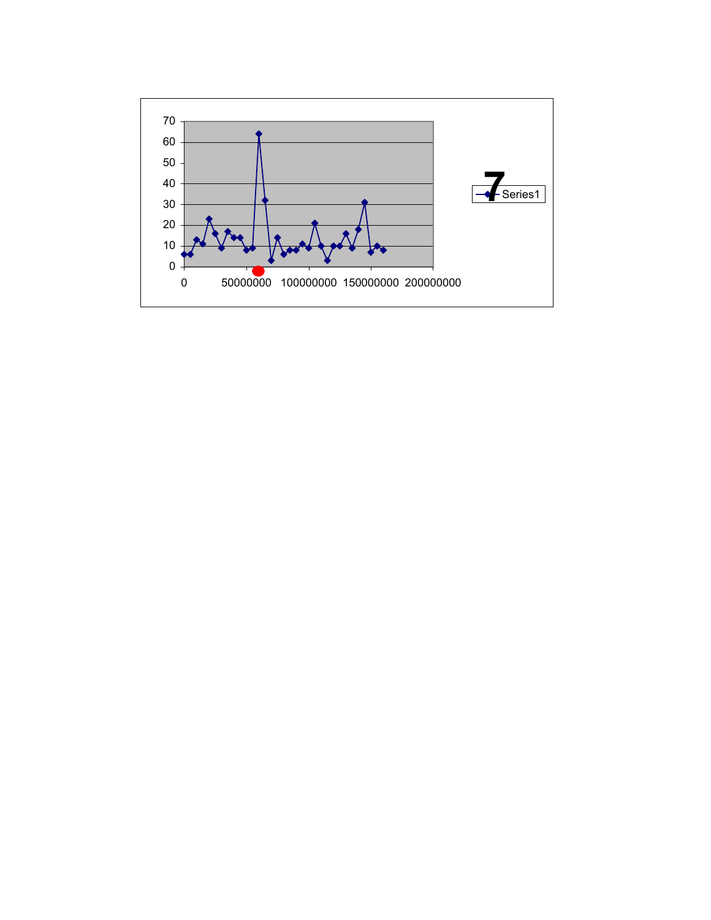7

Series1

70
60
50
40
30
20
10
0

0 50000000 100000000 150000000 200000000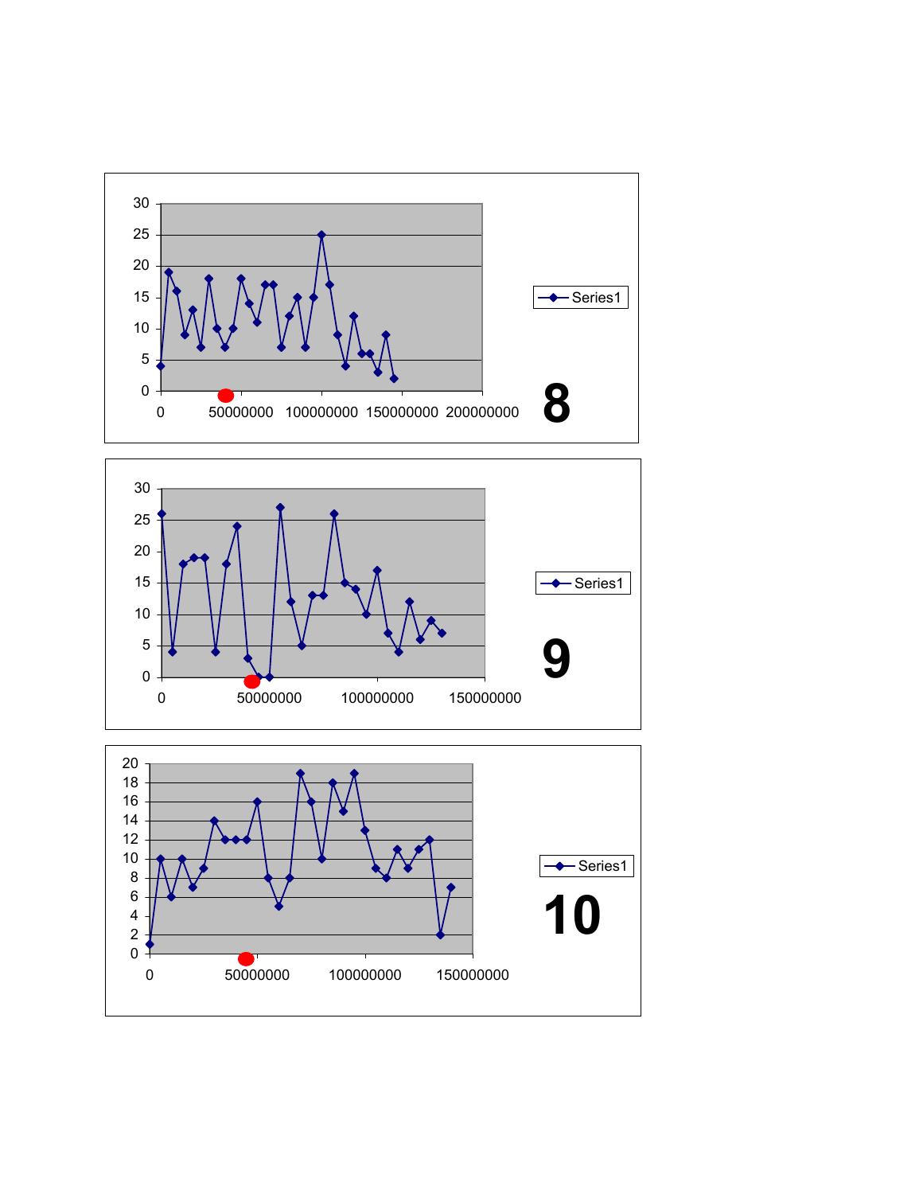30
25
20
15
10
5
0

0 50000000 100000000 150000000 200000000

Series1

**8**

30
25
20
15
10
5
0

0 50000000 100000000 150000000

Series1

**9**

20
18
16
14
12
10
8
6
4
2
0

0 50000000 100000000 150000000

Series1

**10**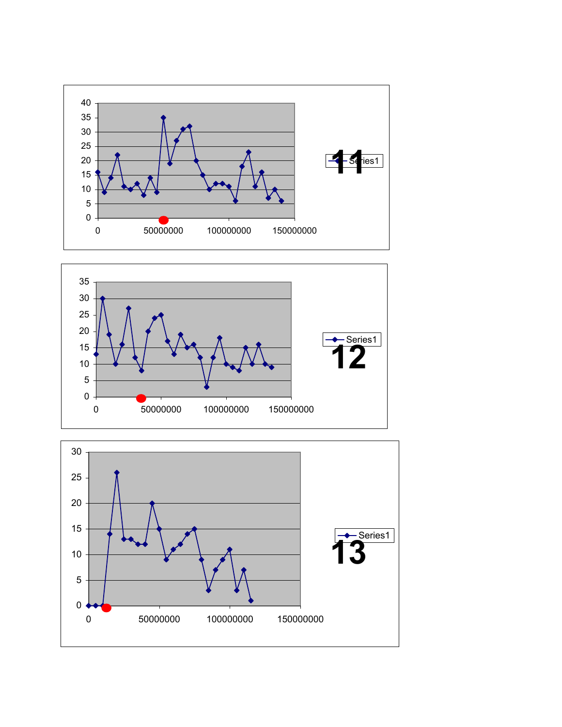40
35
30
25
20
15
10
5
0

0 50000000 100000000 150000000

Series1

**11**

35
30
25
20
15
10
5
0

0 50000000 100000000 150000000

Series1

**12**

30
25
20
15
10
5
0

0 50000000 100000000 150000000

Series1

**13**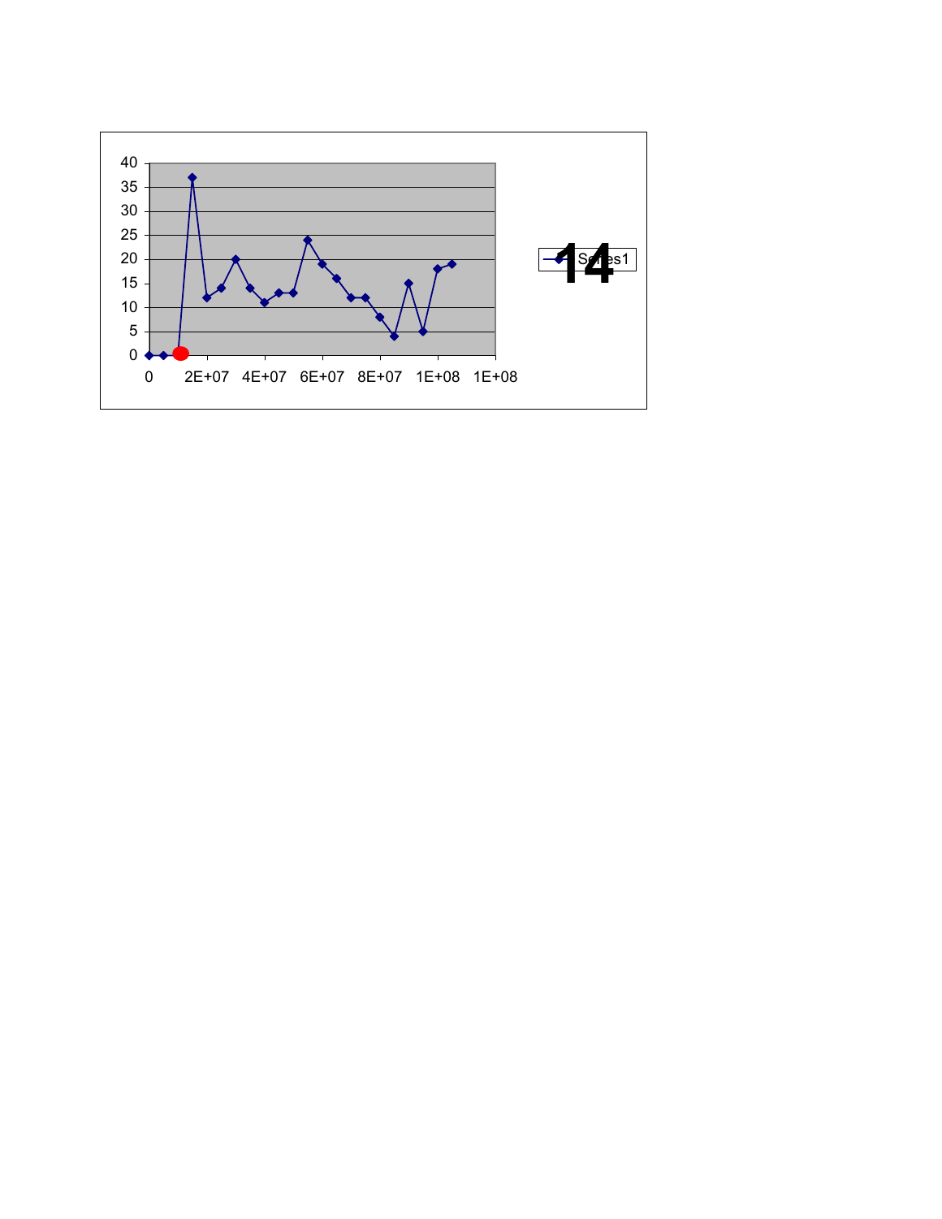**14**

Series1

40
35
30
25
20
15
10
5
0

0 2E+07 4E+07 6E+07 8E+07 1E+08 1E+08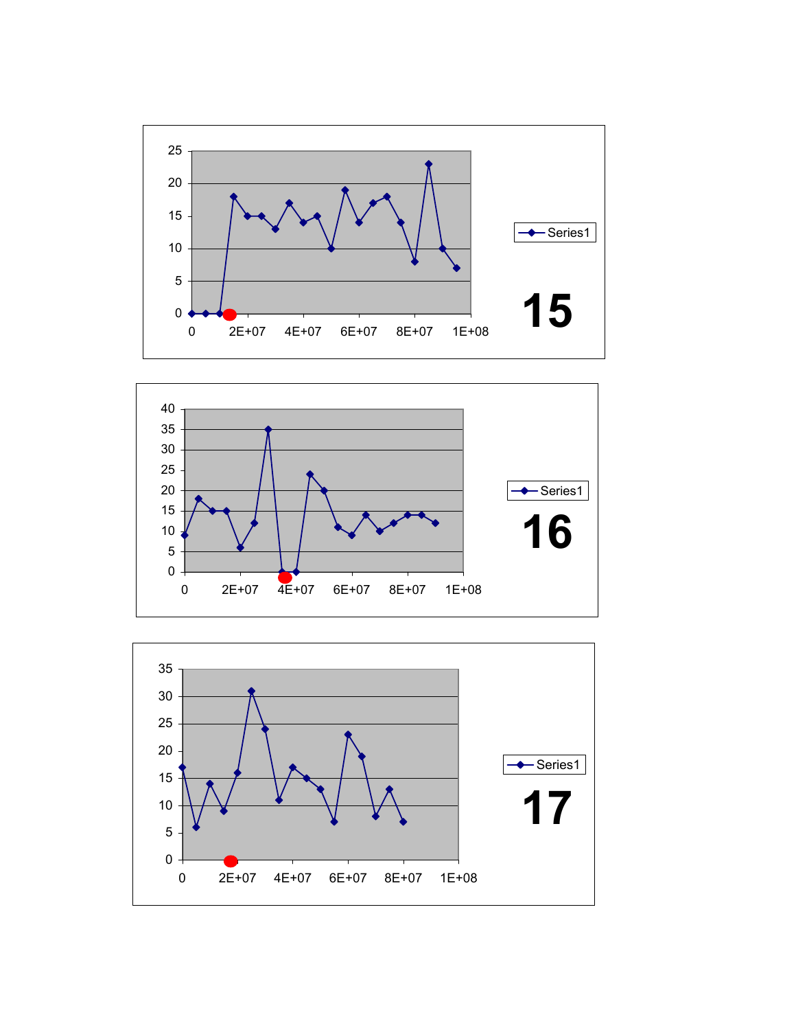| | |
|---|---|
| Y axis | 0, 5, 10, 15, 20, 25 |
| X axis | 0, 2E+07, 4E+07, 6E+07, 8E+07, 1E+08 |
| Legend | Series1 |

**15**

| | |
|---|---|
| Y axis | 0, 5, 10, 15, 20, 25, 30, 35, 40 |
| X axis | 0, 2E+07, 4E+07, 6E+07, 8E+07, 1E+08 |
| Legend | Series1 |

**16**

| | |
|---|---|
| Y axis | 0, 5, 10, 15, 20, 25, 30, 35 |
| X axis | 0, 2E+07, 4E+07, 6E+07, 8E+07, 1E+08 |
| Legend | Series1 |

**17**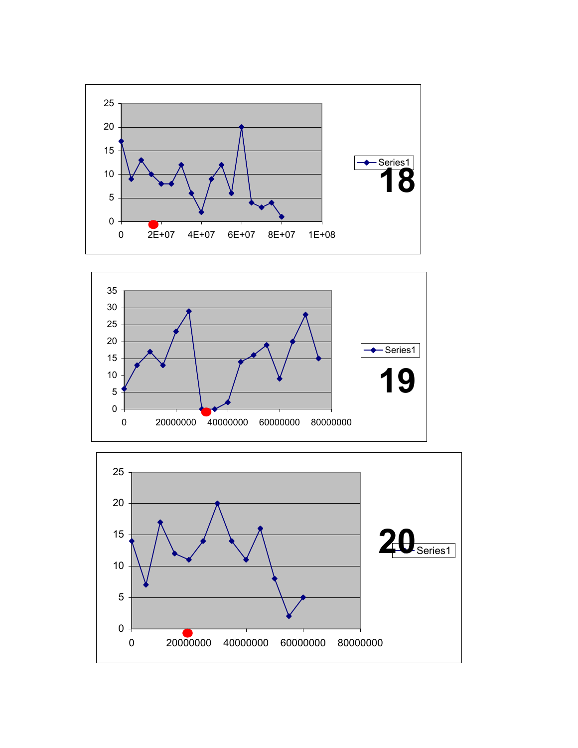Series1

**18**

Series1

**19**

**20**

Series1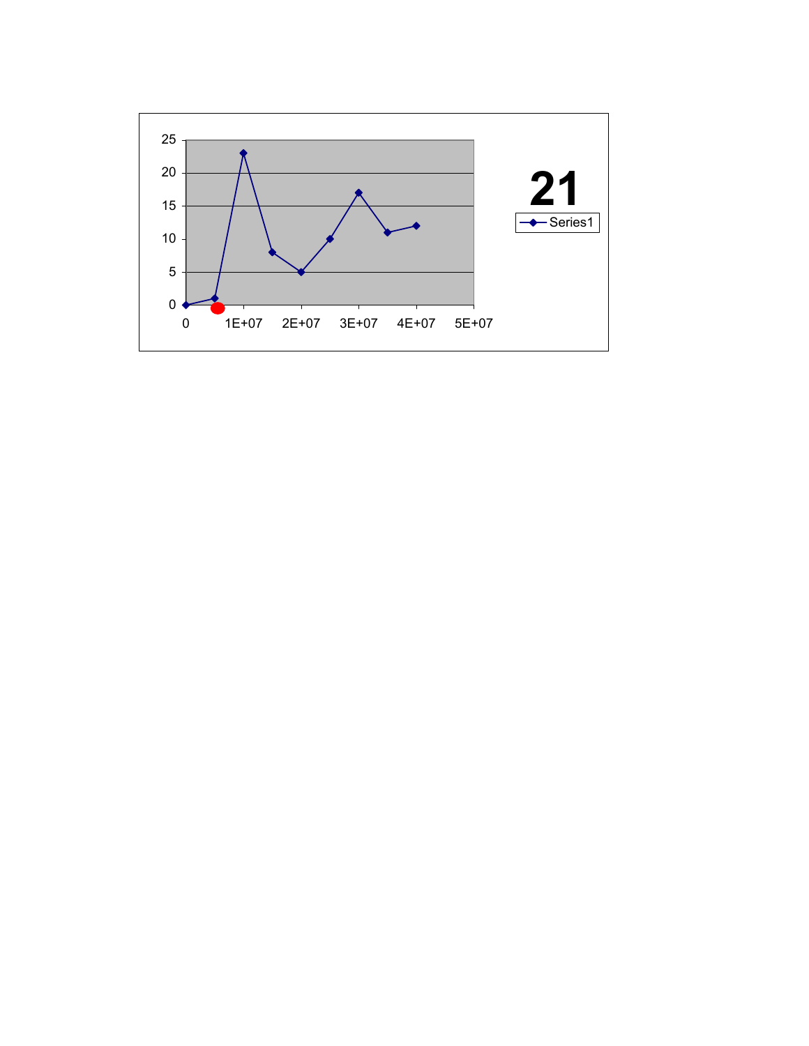**21**

Series1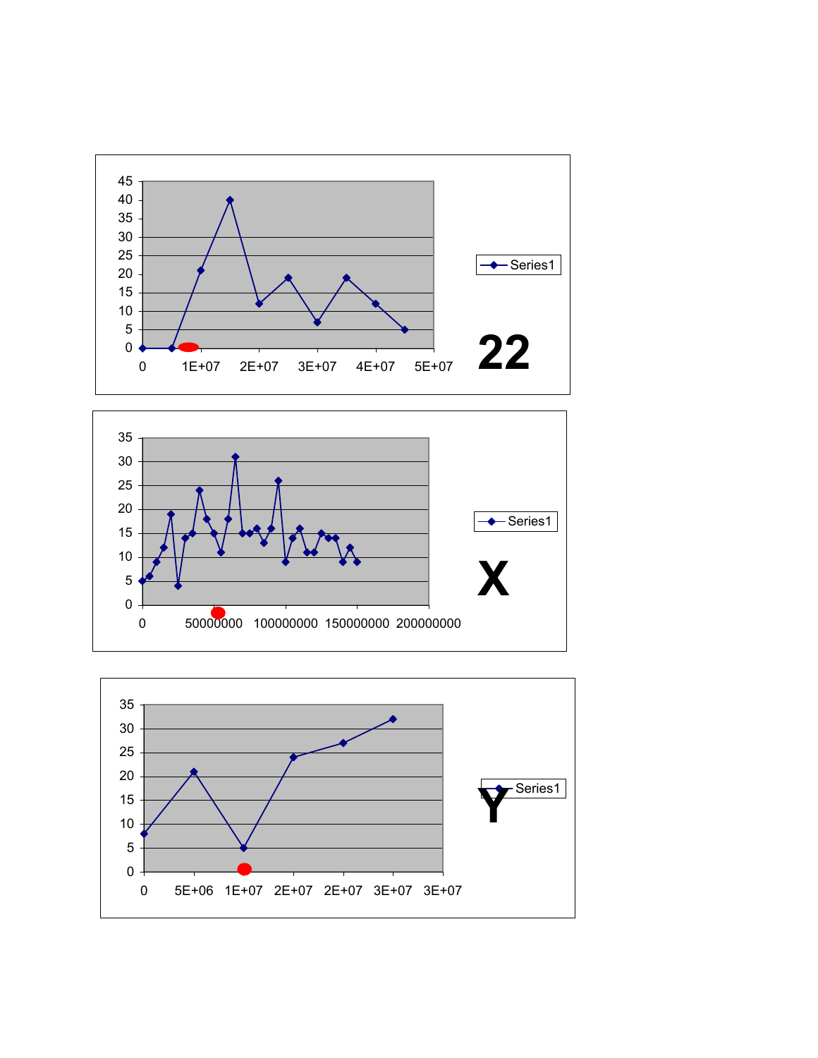45
40
35
30
25
20
15
10
5
0

0 1E+07 2E+07 3E+07 4E+07 5E+07

Series1

**22**

35
30
25
20
15
10
5
0

0 50000000 100000000 150000000 200000000

Series1

**X**

35
30
25
20
15
10
5
0

0 5E+06 1E+07 2E+07 2E+07 3E+07 3E+07

Series1

**Y**